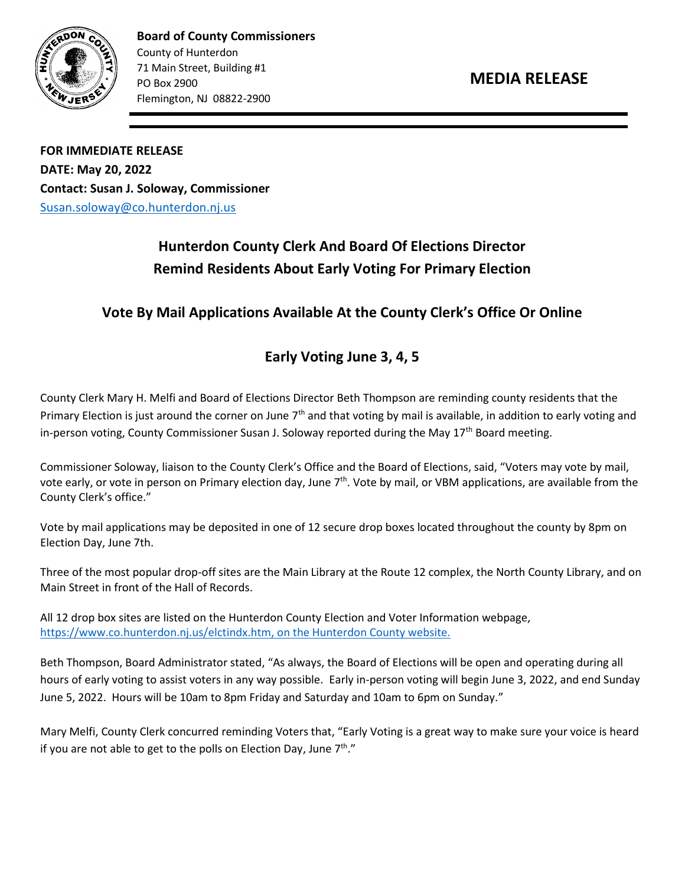**Board of County Commissioners**
County of Hunterdon
71 Main Street, Building #1
PO Box 2900
Flemington, NJ 08822-2900

## MEDIA RELEASE

**FOR IMMEDIATE RELEASE**
**DATE: May 20, 2022**
**Contact: Susan J. Soloway, Commissioner**
Susan.soloway@co.hunterdon.nj.us

# Hunterdon County Clerk And Board Of Elections Director Remind Residents About Early Voting For Primary Election

## Vote By Mail Applications Available At the County Clerk's Office Or Online

## Early Voting June 3, 4, 5

County Clerk Mary H. Melfi and Board of Elections Director Beth Thompson are reminding county residents that the Primary Election is just around the corner on June 7th and that voting by mail is available, in addition to early voting and in-person voting, County Commissioner Susan J. Soloway reported during the May 17th Board meeting.

Commissioner Soloway, liaison to the County Clerk's Office and the Board of Elections, said, "Voters may vote by mail, vote early, or vote in person on Primary election day, June 7th. Vote by mail, or VBM applications, are available from the County Clerk's office."

Vote by mail applications may be deposited in one of 12 secure drop boxes located throughout the county by 8pm on Election Day, June 7th.

Three of the most popular drop-off sites are the Main Library at the Route 12 complex, the North County Library, and on Main Street in front of the Hall of Records.

All 12 drop box sites are listed on the Hunterdon County Election and Voter Information webpage, https://www.co.hunterdon.nj.us/elctindx.htm, on the Hunterdon County website.

Beth Thompson, Board Administrator stated, "As always, the Board of Elections will be open and operating during all hours of early voting to assist voters in any way possible. Early in-person voting will begin June 3, 2022, and end Sunday June 5, 2022. Hours will be 10am to 8pm Friday and Saturday and 10am to 6pm on Sunday."

Mary Melfi, County Clerk concurred reminding Voters that, "Early Voting is a great way to make sure your voice is heard if you are not able to get to the polls on Election Day, June 7th."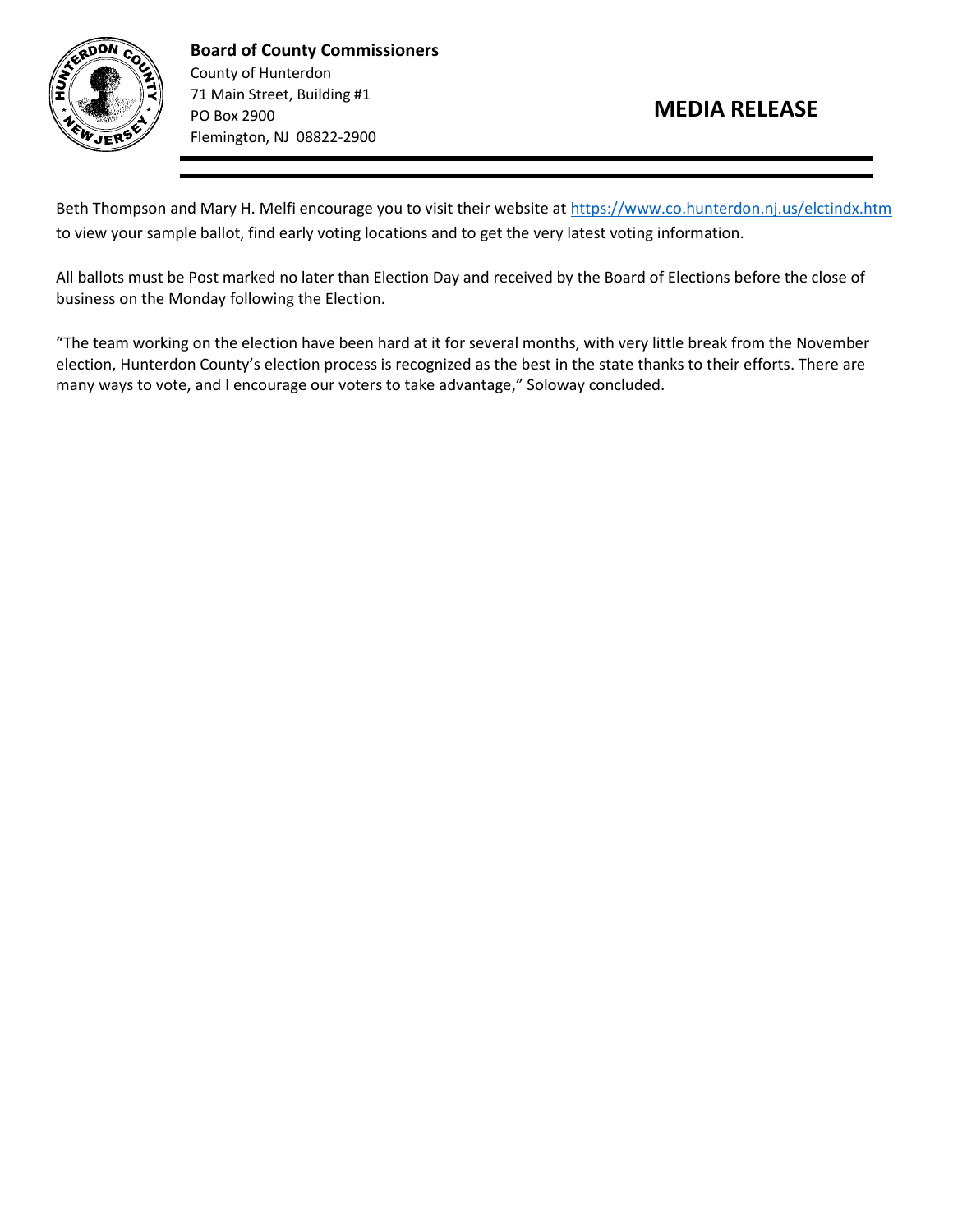Beth Thompson and Mary H. Melfi encourage you to visit their website at https://www.co.hunterdon.nj.us/elctindx.htm to view your sample ballot, find early voting locations and to get the very latest voting information.

All ballots must be Post marked no later than Election Day and received by the Board of Elections before the close of business on the Monday following the Election.

"The team working on the election have been hard at it for several months, with very little break from the November election, Hunterdon County's election process is recognized as the best in the state thanks to their efforts. There are many ways to vote, and I encourage our voters to take advantage," Soloway concluded.